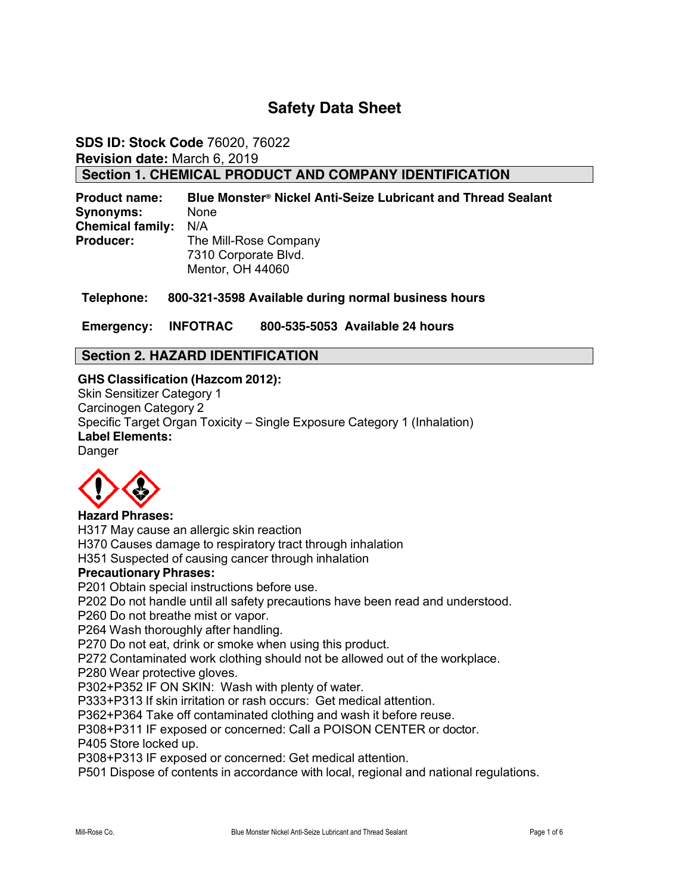# Safety Data Sheet

**SDS ID: Stock Code** 76020, 76022
**Revision date:** March 6, 2019

## Section 1. CHEMICAL PRODUCT AND COMPANY IDENTIFICATION

**Product name:** **Blue Monster® Nickel Anti-Seize Lubricant and Thread Sealant**
**Synonyms:** None
**Chemical family:** N/A
**Producer:** The Mill-Rose Company
7310 Corporate Blvd.
Mentor, OH 44060

**Telephone: 800-321-3598 Available during normal business hours**

**Emergency: INFOTRAC 800-535-5053 Available 24 hours**

## Section 2. HAZARD IDENTIFICATION

**GHS Classification (Hazcom 2012):**
Skin Sensitizer Category 1
Carcinogen Category 2
Specific Target Organ Toxicity – Single Exposure Category 1 (Inhalation)

**Label Elements:**
Danger

**Hazard Phrases:**
H317 May cause an allergic skin reaction
H370 Causes damage to respiratory tract through inhalation
H351 Suspected of causing cancer through inhalation

**Precautionary Phrases:**
P201 Obtain special instructions before use.
P202 Do not handle until all safety precautions have been read and understood.
P260 Do not breathe mist or vapor.
P264 Wash thoroughly after handling.
P270 Do not eat, drink or smoke when using this product.
P272 Contaminated work clothing should not be allowed out of the workplace.
P280 Wear protective gloves.
P302+P352 IF ON SKIN: Wash with plenty of water.
P333+P313 If skin irritation or rash occurs: Get medical attention.
P362+P364 Take off contaminated clothing and wash it before reuse.
P308+P311 IF exposed or concerned: Call a POISON CENTER or doctor.
P405 Store locked up.
P308+P313 IF exposed or concerned: Get medical attention.
P501 Dispose of contents in accordance with local, regional and national regulations.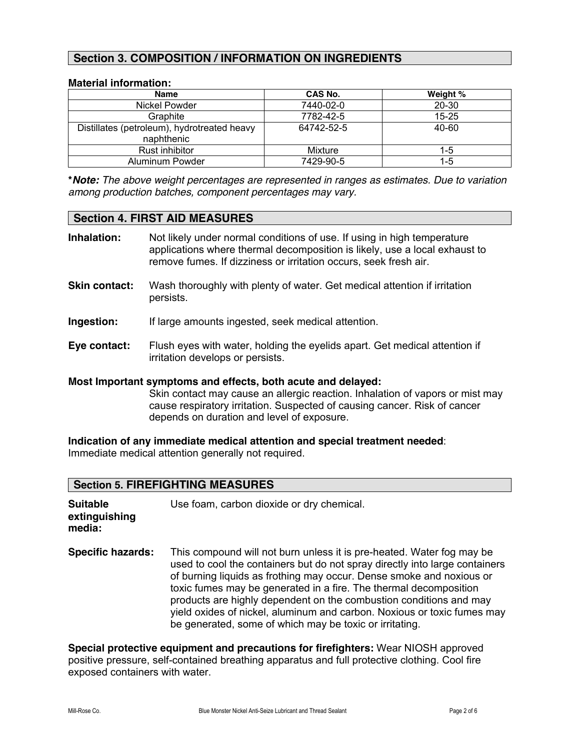## Section 3. COMPOSITION / INFORMATION ON INGREDIENTS

**Material information:**

| Name | CAS No. | Weight % |
|---|---|---|
| Nickel Powder | 7440-02-0 | 20-30 |
| Graphite | 7782-42-5 | 15-25 |
| Distillates (petroleum), hydrotreated heavy naphthenic | 64742-52-5 | 40-60 |
| Rust inhibitor | Mixture | 1-5 |
| Aluminum Powder | 7429-90-5 | 1-5 |

***Note:** *The above weight percentages are represented in ranges as estimates. Due to variation among production batches, component percentages may vary.*

## Section 4. FIRST AID MEASURES

**Inhalation:** Not likely under normal conditions of use. If using in high temperature applications where thermal decomposition is likely, use a local exhaust to remove fumes. If dizziness or irritation occurs, seek fresh air.

**Skin contact:** Wash thoroughly with plenty of water. Get medical attention if irritation persists.

**Ingestion:** If large amounts ingested, seek medical attention.

**Eye contact:** Flush eyes with water, holding the eyelids apart. Get medical attention if irritation develops or persists.

**Most Important symptoms and effects, both acute and delayed:**
Skin contact may cause an allergic reaction. Inhalation of vapors or mist may cause respiratory irritation. Suspected of causing cancer. Risk of cancer depends on duration and level of exposure.

**Indication of any immediate medical attention and special treatment needed**:
Immediate medical attention generally not required.

## Section 5. FIREFIGHTING MEASURES

**Suitable extinguishing media:** Use foam, carbon dioxide or dry chemical.

**Specific hazards:** This compound will not burn unless it is pre-heated. Water fog may be used to cool the containers but do not spray directly into large containers of burning liquids as frothing may occur. Dense smoke and noxious or toxic fumes may be generated in a fire. The thermal decomposition products are highly dependent on the combustion conditions and may yield oxides of nickel, aluminum and carbon. Noxious or toxic fumes may be generated, some of which may be toxic or irritating.

**Special protective equipment and precautions for firefighters:** Wear NIOSH approved positive pressure, self-contained breathing apparatus and full protective clothing. Cool fire exposed containers with water.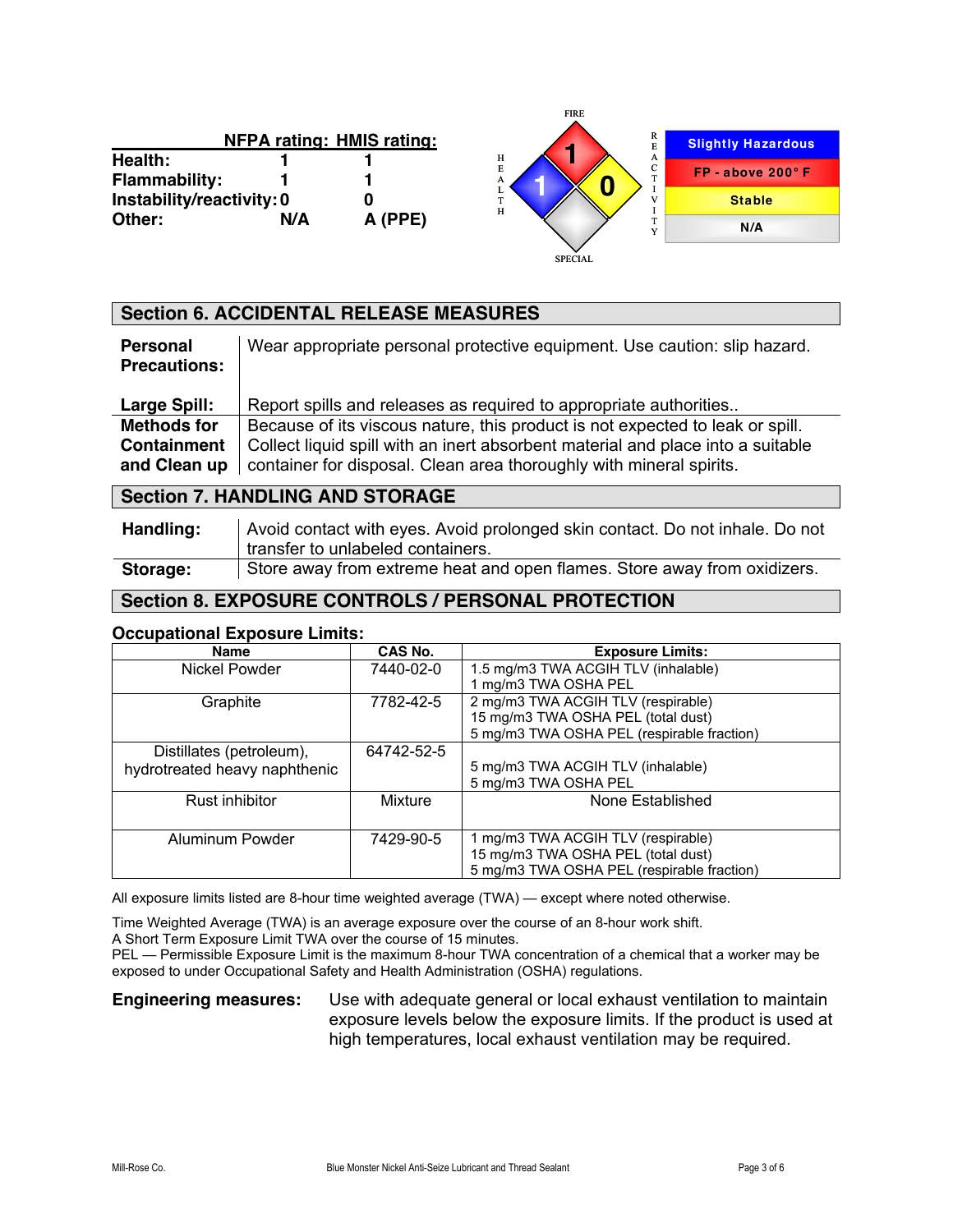| | NFPA rating: | HMIS rating: |
|---|---|---|
| **Health:** | 1 | 1 |
| **Flammability:** | 1 | 1 |
| **Instability/reactivity:** | 0 | 0 |
| **Other:** | N/A | A (PPE) |

FIRE: 1 | HEALTH: 1 | REACTIVITY: 0 | SPECIAL

| | |
|---|---|
| Health | Slightly Hazardous |
| Fire | FP - above 200° F |
| Reactivity | Stable |
| Special | N/A |

## Section 6. ACCIDENTAL RELEASE MEASURES

| | |
|---|---|
| **Personal Precautions:** | Wear appropriate personal protective equipment. Use caution: slip hazard. |
| **Large Spill:** | Report spills and releases as required to appropriate authorities.. |
| **Methods for Containment and Clean up** | Because of its viscous nature, this product is not expected to leak or spill. Collect liquid spill with an inert absorbent material and place into a suitable container for disposal. Clean area thoroughly with mineral spirits. |

## Section 7. HANDLING AND STORAGE

| | |
|---|---|
| **Handling:** | Avoid contact with eyes. Avoid prolonged skin contact. Do not inhale. Do not transfer to unlabeled containers. |
| **Storage:** | Store away from extreme heat and open flames. Store away from oxidizers. |

## Section 8. EXPOSURE CONTROLS / PERSONAL PROTECTION

### Occupational Exposure Limits:

| Name | CAS No. | Exposure Limits: |
|---|---|---|
| Nickel Powder | 7440-02-0 | 1.5 mg/m3 TWA ACGIH TLV (inhalable)<br>1 mg/m3 TWA OSHA PEL |
| Graphite | 7782-42-5 | 2 mg/m3 TWA ACGIH TLV (respirable)<br>15 mg/m3 TWA OSHA PEL (total dust)<br>5 mg/m3 TWA OSHA PEL (respirable fraction) |
| Distillates (petroleum), hydrotreated heavy naphthenic | 64742-52-5 | 5 mg/m3 TWA ACGIH TLV (inhalable)<br>5 mg/m3 TWA OSHA PEL |
| Rust inhibitor | Mixture | None Established |
| Aluminum Powder | 7429-90-5 | 1 mg/m3 TWA ACGIH TLV (respirable)<br>15 mg/m3 TWA OSHA PEL (total dust)<br>5 mg/m3 TWA OSHA PEL (respirable fraction) |

All exposure limits listed are 8-hour time weighted average (TWA) — except where noted otherwise.

Time Weighted Average (TWA) is an average exposure over the course of an 8-hour work shift.
A Short Term Exposure Limit TWA over the course of 15 minutes.
PEL — Permissible Exposure Limit is the maximum 8-hour TWA concentration of a chemical that a worker may be exposed to under Occupational Safety and Health Administration (OSHA) regulations.

**Engineering measures:** Use with adequate general or local exhaust ventilation to maintain exposure levels below the exposure limits. If the product is used at high temperatures, local exhaust ventilation may be required.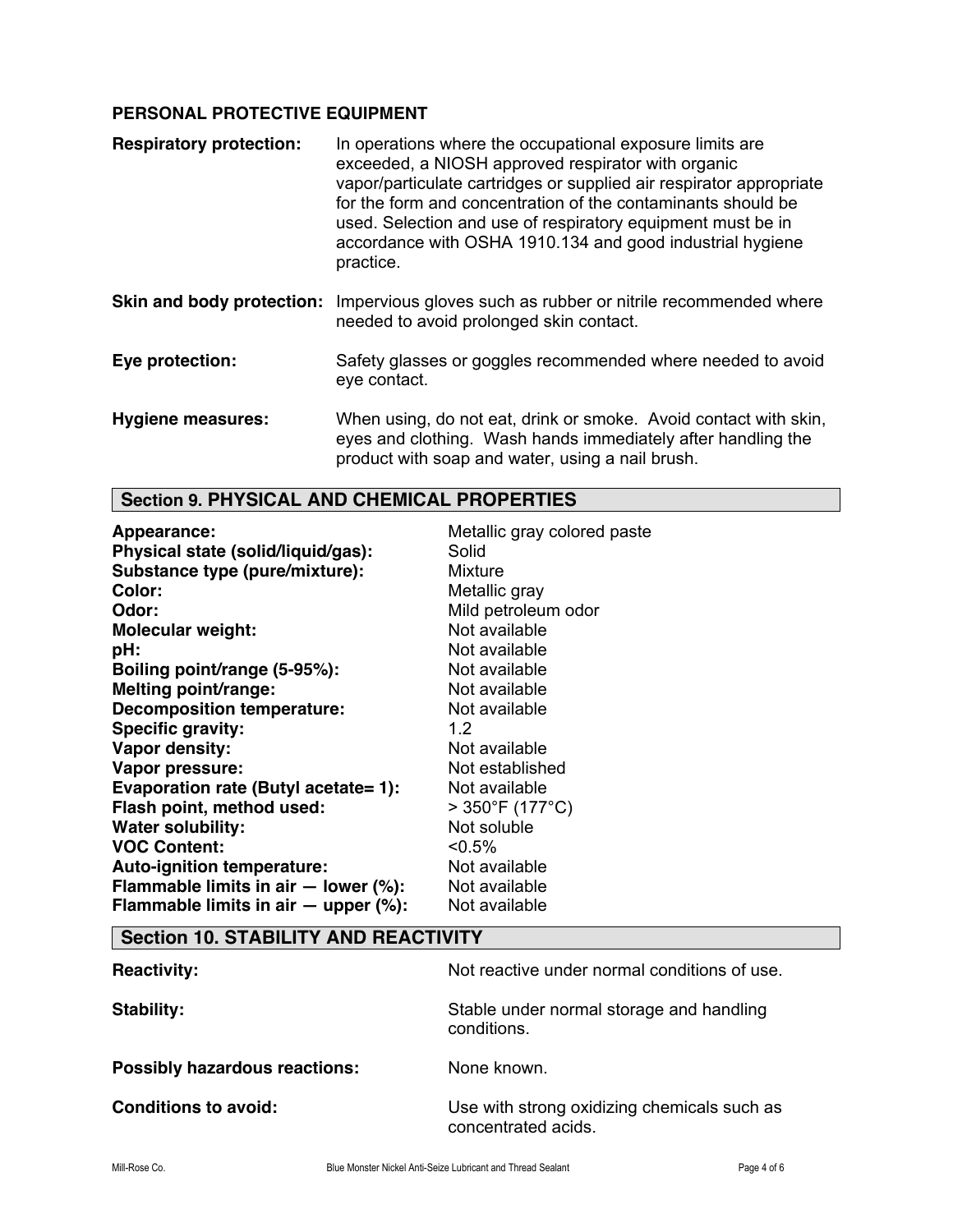### PERSONAL PROTECTIVE EQUIPMENT

**Respiratory protection:** In operations where the occupational exposure limits are exceeded, a NIOSH approved respirator with organic vapor/particulate cartridges or supplied air respirator appropriate for the form and concentration of the contaminants should be used. Selection and use of respiratory equipment must be in accordance with OSHA 1910.134 and good industrial hygiene practice.

**Skin and body protection:** Impervious gloves such as rubber or nitrile recommended where needed to avoid prolonged skin contact.

**Eye protection:** Safety glasses or goggles recommended where needed to avoid eye contact.

**Hygiene measures:** When using, do not eat, drink or smoke. Avoid contact with skin, eyes and clothing. Wash hands immediately after handling the product with soap and water, using a nail brush.

## Section 9. PHYSICAL AND CHEMICAL PROPERTIES

| | |
|---|---|
| **Appearance:** | Metallic gray colored paste |
| **Physical state (solid/liquid/gas):** | Solid |
| **Substance type (pure/mixture):** | Mixture |
| **Color:** | Metallic gray |
| **Odor:** | Mild petroleum odor |
| **Molecular weight:** | Not available |
| **pH:** | Not available |
| **Boiling point/range (5-95%):** | Not available |
| **Melting point/range:** | Not available |
| **Decomposition temperature:** | Not available |
| **Specific gravity:** | 1.2 |
| **Vapor density:** | Not available |
| **Vapor pressure:** | Not established |
| **Evaporation rate (Butyl acetate= 1):** | Not available |
| **Flash point, method used:** | > 350°F (177°C) |
| **Water solubility:** | Not soluble |
| **VOC Content:** | <0.5% |
| **Auto-ignition temperature:** | Not available |
| **Flammable limits in air — lower (%):** | Not available |
| **Flammable limits in air — upper (%):** | Not available |

## Section 10. STABILITY AND REACTIVITY

**Reactivity:** Not reactive under normal conditions of use.

**Stability:** Stable under normal storage and handling conditions.

**Possibly hazardous reactions:** None known.

**Conditions to avoid:** Use with strong oxidizing chemicals such as concentrated acids.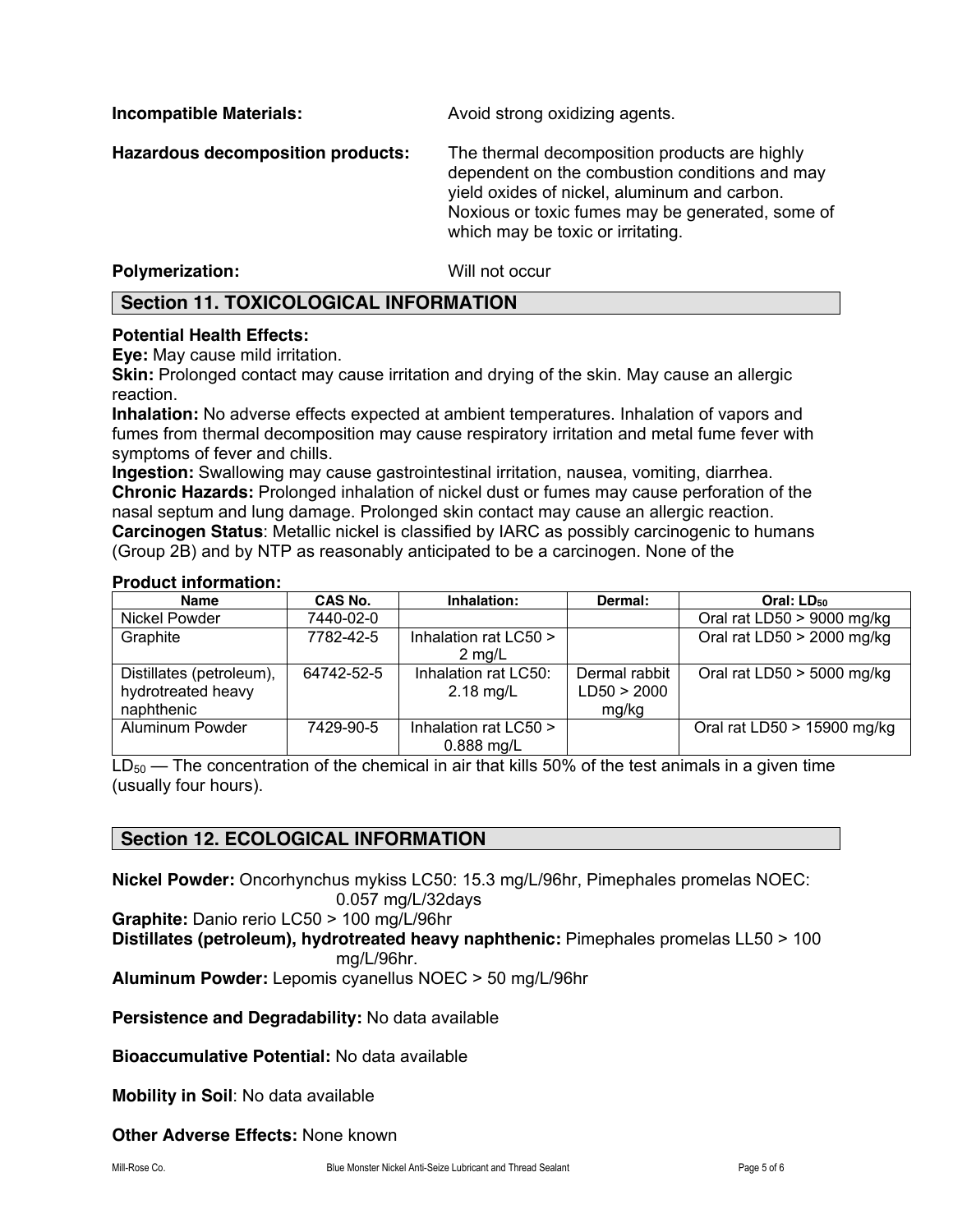**Incompatible Materials:** Avoid strong oxidizing agents.

**Hazardous decomposition products:** The thermal decomposition products are highly dependent on the combustion conditions and may yield oxides of nickel, aluminum and carbon. Noxious or toxic fumes may be generated, some of which may be toxic or irritating.

**Polymerization:** Will not occur

## Section 11. TOXICOLOGICAL INFORMATION

**Potential Health Effects:**
**Eye:** May cause mild irritation.
**Skin:** Prolonged contact may cause irritation and drying of the skin. May cause an allergic reaction.
**Inhalation:** No adverse effects expected at ambient temperatures. Inhalation of vapors and fumes from thermal decomposition may cause respiratory irritation and metal fume fever with symptoms of fever and chills.
**Ingestion:** Swallowing may cause gastrointestinal irritation, nausea, vomiting, diarrhea.
**Chronic Hazards:** Prolonged inhalation of nickel dust or fumes may cause perforation of the nasal septum and lung damage. Prolonged skin contact may cause an allergic reaction.
**Carcinogen Status**: Metallic nickel is classified by IARC as possibly carcinogenic to humans (Group 2B) and by NTP as reasonably anticipated to be a carcinogen. None of the

**Product information:**

| Name | CAS No. | Inhalation: | Dermal: | Oral: $LD_{50}$ |
|---|---|---|---|---|
| Nickel Powder | 7440-02-0 | | | Oral rat LD50 > 9000 mg/kg |
| Graphite | 7782-42-5 | Inhalation rat LC50 > 2 mg/L | | Oral rat LD50 > 2000 mg/kg |
| Distillates (petroleum), hydrotreated heavy naphthenic | 64742-52-5 | Inhalation rat LC50: 2.18 mg/L | Dermal rabbit LD50 > 2000 mg/kg | Oral rat LD50 > 5000 mg/kg |
| Aluminum Powder | 7429-90-5 | Inhalation rat LC50 > 0.888 mg/L | | Oral rat LD50 > 15900 mg/kg |

$LD_{50}$ — The concentration of the chemical in air that kills 50% of the test animals in a given time (usually four hours).

## Section 12. ECOLOGICAL INFORMATION

**Nickel Powder:** Oncorhynchus mykiss LC50: 15.3 mg/L/96hr, Pimephales promelas NOEC: 0.057 mg/L/32days
**Graphite:** Danio rerio LC50 > 100 mg/L/96hr
**Distillates (petroleum), hydrotreated heavy naphthenic:** Pimephales promelas LL50 > 100 mg/L/96hr.
**Aluminum Powder:** Lepomis cyanellus NOEC > 50 mg/L/96hr

**Persistence and Degradability:** No data available

**Bioaccumulative Potential:** No data available

**Mobility in Soil**: No data available

**Other Adverse Effects:** None known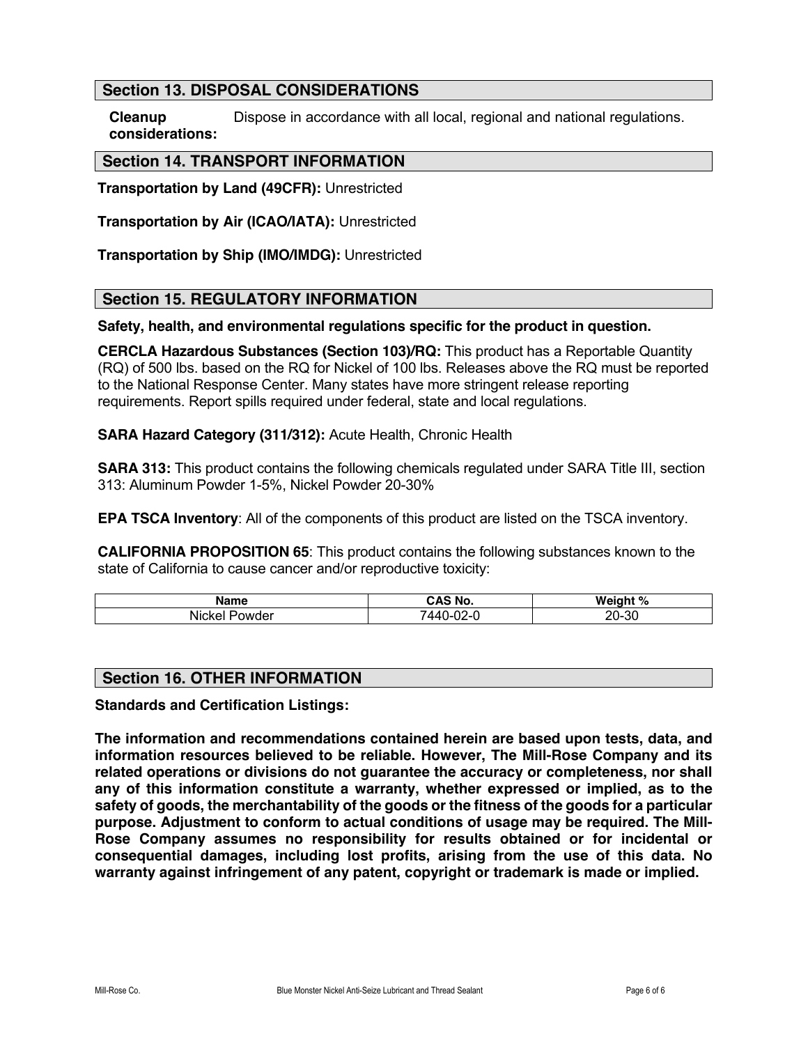## Section 13. DISPOSAL CONSIDERATIONS

**Cleanup considerations:** Dispose in accordance with all local, regional and national regulations.

## Section 14. TRANSPORT INFORMATION

**Transportation by Land (49CFR):** Unrestricted

**Transportation by Air (ICAO/IATA):** Unrestricted

**Transportation by Ship (IMO/IMDG):** Unrestricted

## Section 15. REGULATORY INFORMATION

**Safety, health, and environmental regulations specific for the product in question.**

**CERCLA Hazardous Substances (Section 103)/RQ:** This product has a Reportable Quantity (RQ) of 500 lbs. based on the RQ for Nickel of 100 lbs. Releases above the RQ must be reported to the National Response Center. Many states have more stringent release reporting requirements. Report spills required under federal, state and local regulations.

**SARA Hazard Category (311/312):** Acute Health, Chronic Health

**SARA 313:** This product contains the following chemicals regulated under SARA Title III, section 313: Aluminum Powder 1-5%, Nickel Powder 20-30%

**EPA TSCA Inventory**: All of the components of this product are listed on the TSCA inventory.

**CALIFORNIA PROPOSITION 65**: This product contains the following substances known to the state of California to cause cancer and/or reproductive toxicity:

| Name | CAS No. | Weight % |
|---|---|---|
| Nickel Powder | 7440-02-0 | 20-30 |

## Section 16. OTHER INFORMATION

**Standards and Certification Listings:**

**The information and recommendations contained herein are based upon tests, data, and information resources believed to be reliable. However, The Mill-Rose Company and its related operations or divisions do not guarantee the accuracy or completeness, nor shall any of this information constitute a warranty, whether expressed or implied, as to the safety of goods, the merchantability of the goods or the fitness of the goods for a particular purpose. Adjustment to conform to actual conditions of usage may be required. The Mill-Rose Company assumes no responsibility for results obtained or for incidental or consequential damages, including lost profits, arising from the use of this data. No warranty against infringement of any patent, copyright or trademark is made or implied.**